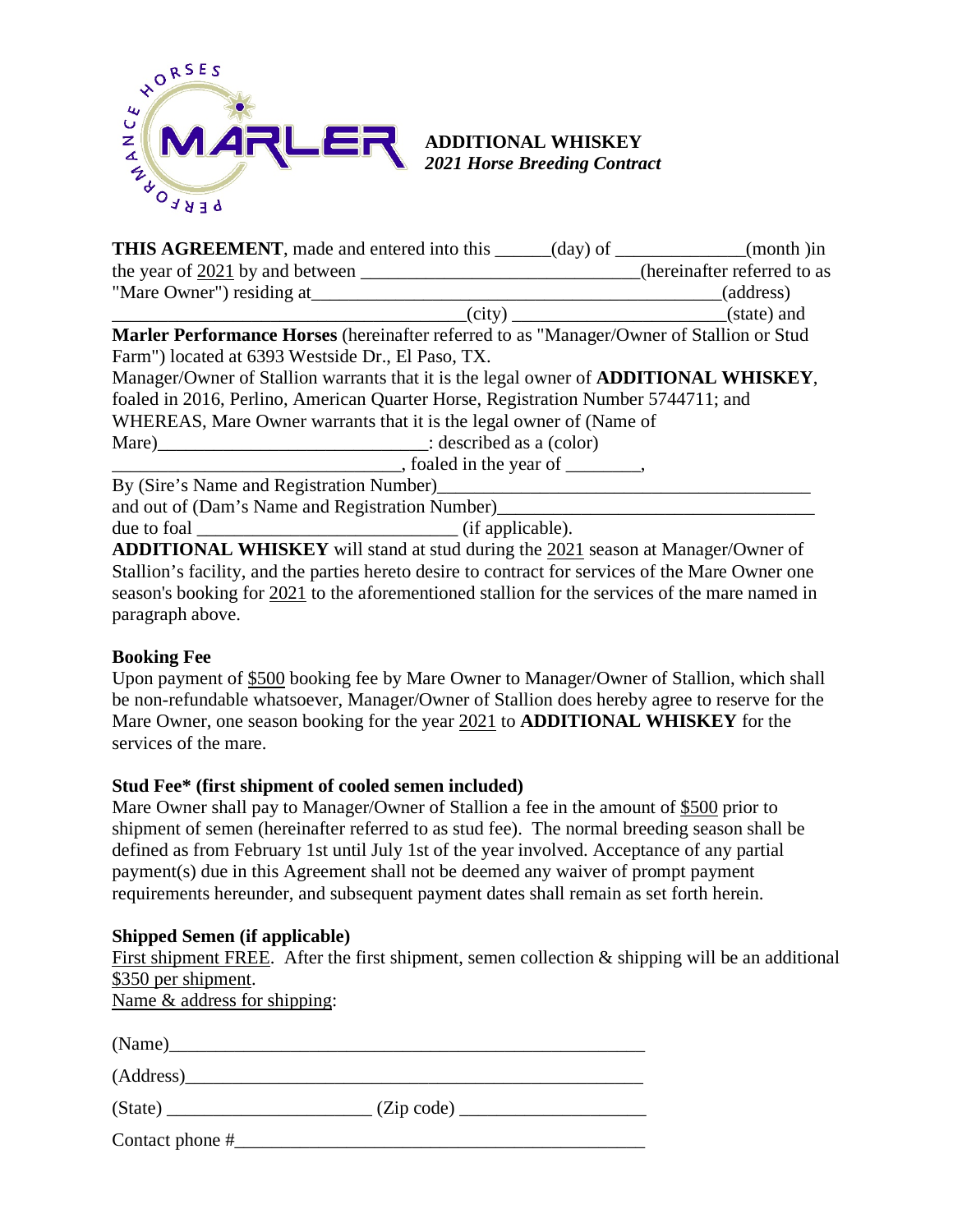**ADDITIONAL WHISKEY**
***2021 Horse Breeding Contract***

**THIS AGREEMENT**, made and entered into this ______(day) of ______________(month )in the year of 2021 by and between ______________________________(hereinafter referred to as "Mare Owner") residing at____________________________________________(address) ______________________________________(city) ______________________(state) and **Marler Performance Horses** (hereinafter referred to as "Manager/Owner of Stallion or Stud Farm") located at 6393 Westside Dr., El Paso, TX.
Manager/Owner of Stallion warrants that it is the legal owner of **ADDITIONAL WHISKEY**, foaled in 2016, Perlino, American Quarter Horse, Registration Number 5744711; and WHEREAS, Mare Owner warrants that it is the legal owner of (Name of Mare)____________________________: described as a (color) ______________________________, foaled in the year of ________,
By (Sire's Name and Registration Number)______________________________________
and out of (Dam's Name and Registration Number)__________________________________
due to foal ___________________________ (if applicable).
**ADDITIONAL WHISKEY** will stand at stud during the 2021 season at Manager/Owner of Stallion's facility, and the parties hereto desire to contract for services of the Mare Owner one season's booking for 2021 to the aforementioned stallion for the services of the mare named in paragraph above.

**Booking Fee**
Upon payment of $500 booking fee by Mare Owner to Manager/Owner of Stallion, which shall be non-refundable whatsoever, Manager/Owner of Stallion does hereby agree to reserve for the Mare Owner, one season booking for the year 2021 to **ADDITIONAL WHISKEY** for the services of the mare.

**Stud Fee\* (first shipment of cooled semen included)**
Mare Owner shall pay to Manager/Owner of Stallion a fee in the amount of $500 prior to shipment of semen (hereinafter referred to as stud fee). The normal breeding season shall be defined as from February 1st until July 1st of the year involved. Acceptance of any partial payment(s) due in this Agreement shall not be deemed any waiver of prompt payment requirements hereunder, and subsequent payment dates shall remain as set forth herein.

**Shipped Semen (if applicable)**
First shipment FREE. After the first shipment, semen collection & shipping will be an additional $350 per shipment.
Name & address for shipping:

(Name)____________________________________________________

(Address)__________________________________________________

(State) _____________________ (Zip code) ____________________

Contact phone #_____________________________________________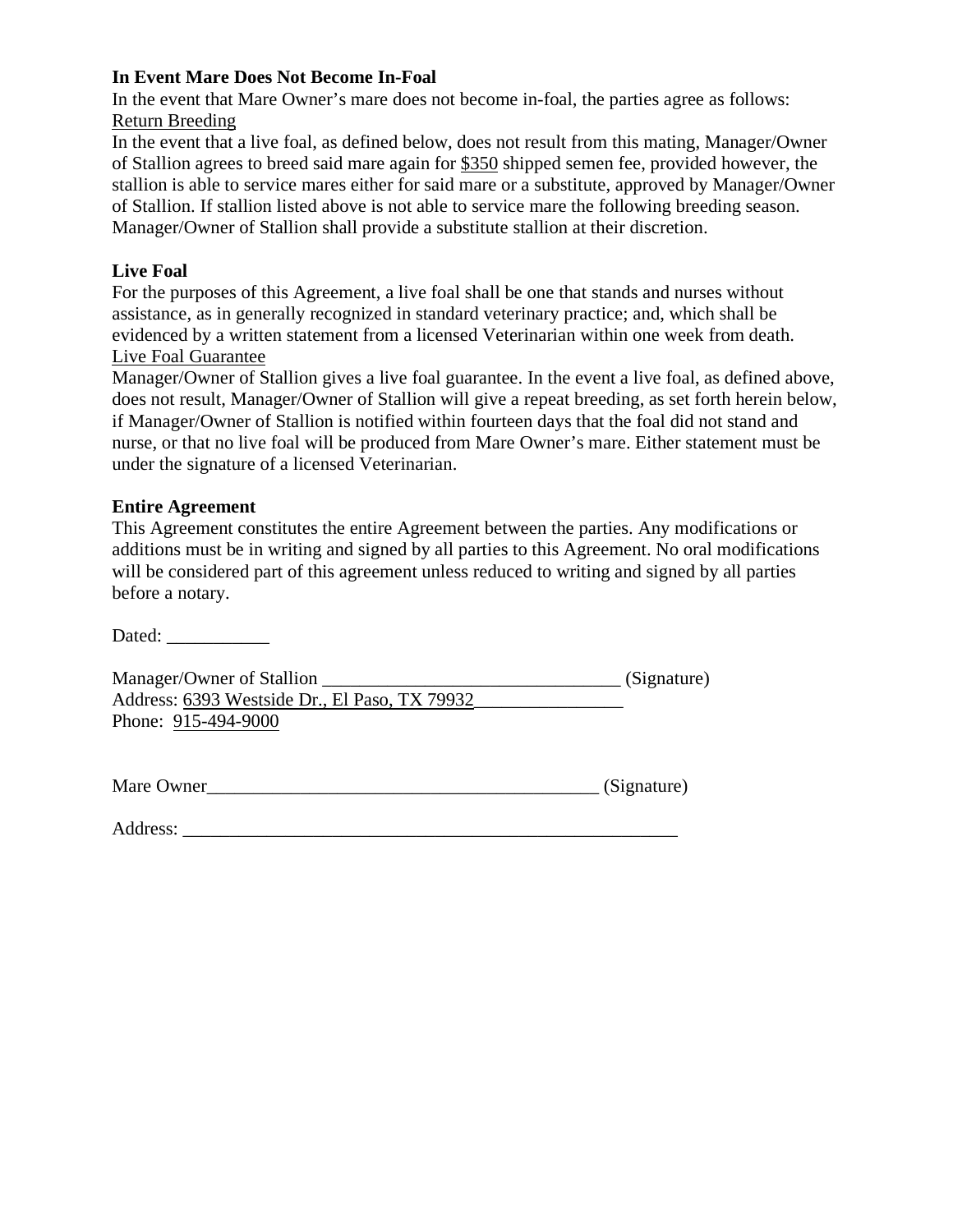**In Event Mare Does Not Become In-Foal**

In the event that Mare Owner's mare does not become in-foal, the parties agree as follows:

Return Breeding

In the event that a live foal, as defined below, does not result from this mating, Manager/Owner of Stallion agrees to breed said mare again for $350 shipped semen fee, provided however, the stallion is able to service mares either for said mare or a substitute, approved by Manager/Owner of Stallion. If stallion listed above is not able to service mare the following breeding season. Manager/Owner of Stallion shall provide a substitute stallion at their discretion.

**Live Foal**

For the purposes of this Agreement, a live foal shall be one that stands and nurses without assistance, as in generally recognized in standard veterinary practice; and, which shall be evidenced by a written statement from a licensed Veterinarian within one week from death.

Live Foal Guarantee

Manager/Owner of Stallion gives a live foal guarantee. In the event a live foal, as defined above, does not result, Manager/Owner of Stallion will give a repeat breeding, as set forth herein below, if Manager/Owner of Stallion is notified within fourteen days that the foal did not stand and nurse, or that no live foal will be produced from Mare Owner's mare. Either statement must be under the signature of a licensed Veterinarian.

**Entire Agreement**

This Agreement constitutes the entire Agreement between the parties. Any modifications or additions must be in writing and signed by all parties to this Agreement. No oral modifications will be considered part of this agreement unless reduced to writing and signed by all parties before a notary.

Dated: ___________

Manager/Owner of Stallion ________________________________ (Signature)
Address: 6393 Westside Dr., El Paso, TX 79932________________
Phone: 915-494-9000

Mare Owner___________________________________________ (Signature)

Address: ______________________________________________________